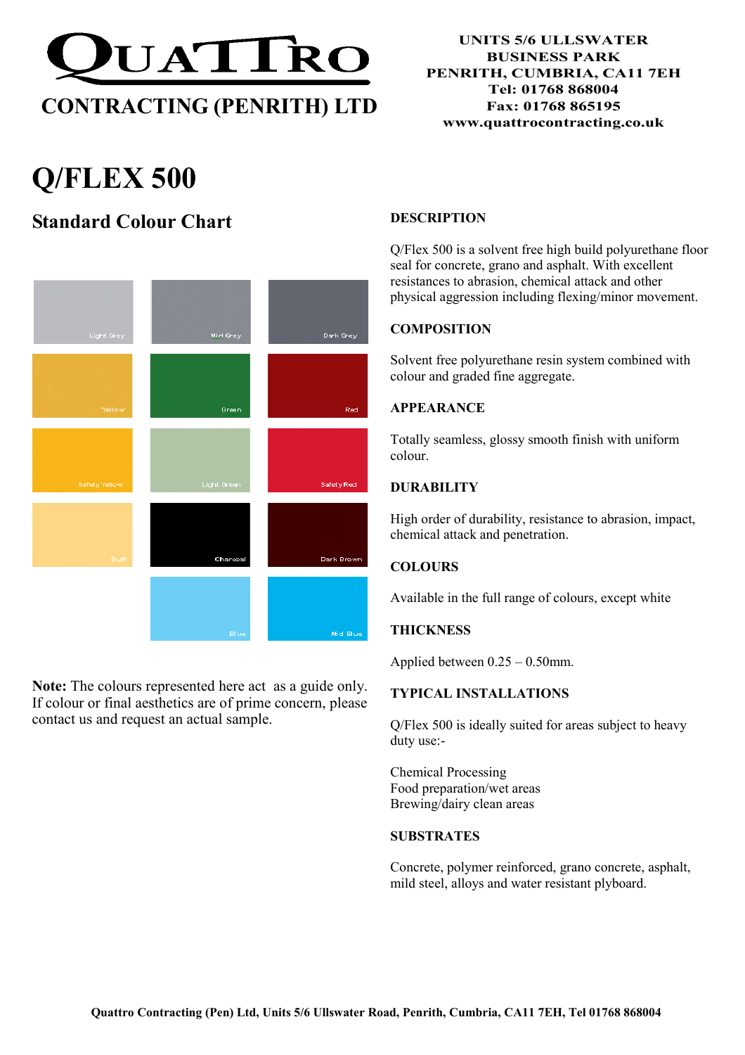# QUATTRO

## CONTRACTING (PENRITH) LTD

UNITS 5/6 ULLSWATER
BUSINESS PARK
PENRITH, CUMBRIA, CA11 7EH
Tel: 01768 868004
Fax: 01768 865195
www.quattrocontracting.co.uk

# Q/FLEX 500

## Standard Colour Chart

| | | |
|---|---|---|
| Light Grey | Mid Grey | Dark Grey |
| Yellow | Green | Red |
| Safety Yellow | Light Green | Safety Red |
| Buff | Charcoal | Dark Brown |
| | Blue | Mid Blue |

**Note:** The colours represented here act as a guide only. If colour or final aesthetics are of prime concern, please contact us and request an actual sample.

### DESCRIPTION

Q/Flex 500 is a solvent free high build polyurethane floor seal for concrete, grano and asphalt. With excellent resistances to abrasion, chemical attack and other physical aggression including flexing/minor movement.

### COMPOSITION

Solvent free polyurethane resin system combined with colour and graded fine aggregate.

### APPEARANCE

Totally seamless, glossy smooth finish with uniform colour.

### DURABILITY

High order of durability, resistance to abrasion, impact, chemical attack and penetration.

### COLOURS

Available in the full range of colours, except white

### THICKNESS

Applied between 0.25 – 0.50mm.

### TYPICAL INSTALLATIONS

Q/Flex 500 is ideally suited for areas subject to heavy duty use:-

Chemical Processing
Food preparation/wet areas
Brewing/dairy clean areas

### SUBSTRATES

Concrete, polymer reinforced, grano concrete, asphalt, mild steel, alloys and water resistant plyboard.

**Quattro Contracting (Pen) Ltd, Units 5/6 Ullswater Road, Penrith, Cumbria, CA11 7EH, Tel 01768 868004**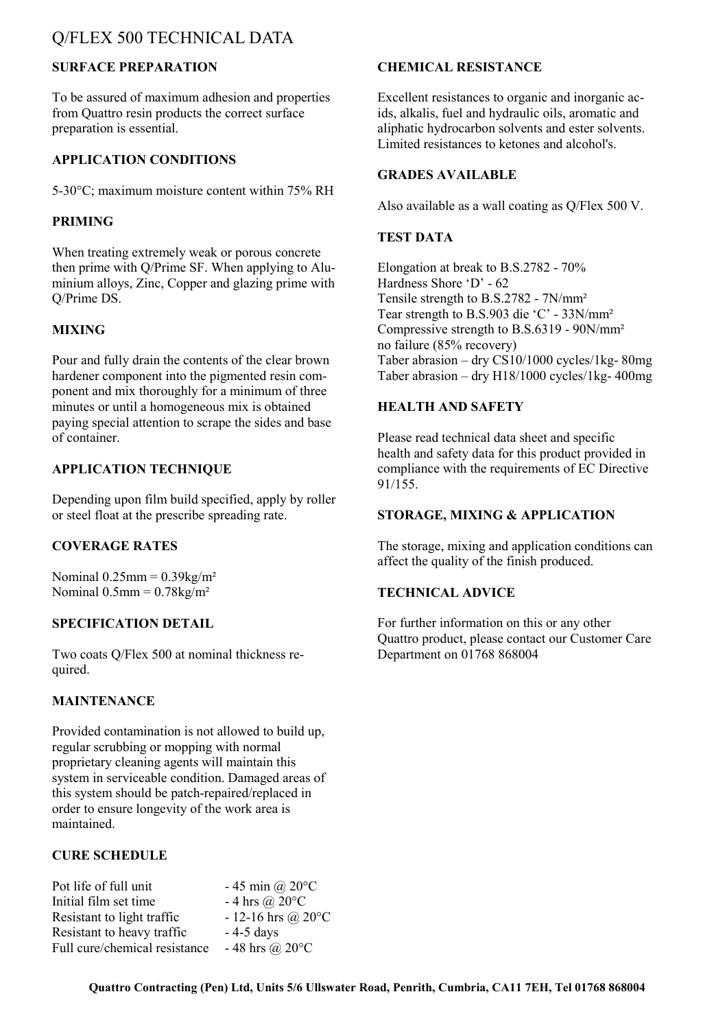# Q/FLEX 500 TECHNICAL DATA

## SURFACE PREPARATION

To be assured of maximum adhesion and properties from Quattro resin products the correct surface preparation is essential.

## APPLICATION CONDITIONS

5-30°C; maximum moisture content within 75% RH

## PRIMING

When treating extremely weak or porous concrete then prime with Q/Prime SF. When applying to Aluminium alloys, Zinc, Copper and glazing prime with Q/Prime DS.

## MIXING

Pour and fully drain the contents of the clear brown hardener component into the pigmented resin component and mix thoroughly for a minimum of three minutes or until a homogeneous mix is obtained paying special attention to scrape the sides and base of container.

## APPLICATION TECHNIQUE

Depending upon film build specified, apply by roller or steel float at the prescribe spreading rate.

## COVERAGE RATES

Nominal 0.25mm = 0.39kg/m²
Nominal 0.5mm = 0.78kg/m²

## SPECIFICATION DETAIL

Two coats Q/Flex 500 at nominal thickness required.

## MAINTENANCE

Provided contamination is not allowed to build up, regular scrubbing or mopping with normal proprietary cleaning agents will maintain this system in serviceable condition. Damaged areas of this system should be patch-repaired/replaced in order to ensure longevity of the work area is maintained.

## CURE SCHEDULE

| | |
|---|---|
| Pot life of full unit | - 45 min @ 20°C |
| Initial film set time | - 4 hrs @ 20°C |
| Resistant to light traffic | - 12-16 hrs @ 20°C |
| Resistant to heavy traffic | - 4-5 days |
| Full cure/chemical resistance | - 48 hrs @ 20°C |

## CHEMICAL RESISTANCE

Excellent resistances to organic and inorganic acids, alkalis, fuel and hydraulic oils, aromatic and aliphatic hydrocarbon solvents and ester solvents. Limited resistances to ketones and alcohol's.

## GRADES AVAILABLE

Also available as a wall coating as Q/Flex 500 V.

## TEST DATA

Elongation at break to B.S.2782 - 70%
Hardness Shore 'D' - 62
Tensile strength to B.S.2782 - 7N/mm²
Tear strength to B.S.903 die 'C' - 33N/mm²
Compressive strength to B.S.6319 - 90N/mm²
no failure (85% recovery)
Taber abrasion – dry CS10/1000 cycles/1kg- 80mg
Taber abrasion – dry H18/1000 cycles/1kg- 400mg

## HEALTH AND SAFETY

Please read technical data sheet and specific health and safety data for this product provided in compliance with the requirements of EC Directive 91/155.

## STORAGE, MIXING & APPLICATION

The storage, mixing and application conditions can affect the quality of the finish produced.

## TECHNICAL ADVICE

For further information on this or any other Quattro product, please contact our Customer Care Department on 01768 868004

**Quattro Contracting (Pen) Ltd, Units 5/6 Ullswater Road, Penrith, Cumbria, CA11 7EH, Tel 01768 868004**